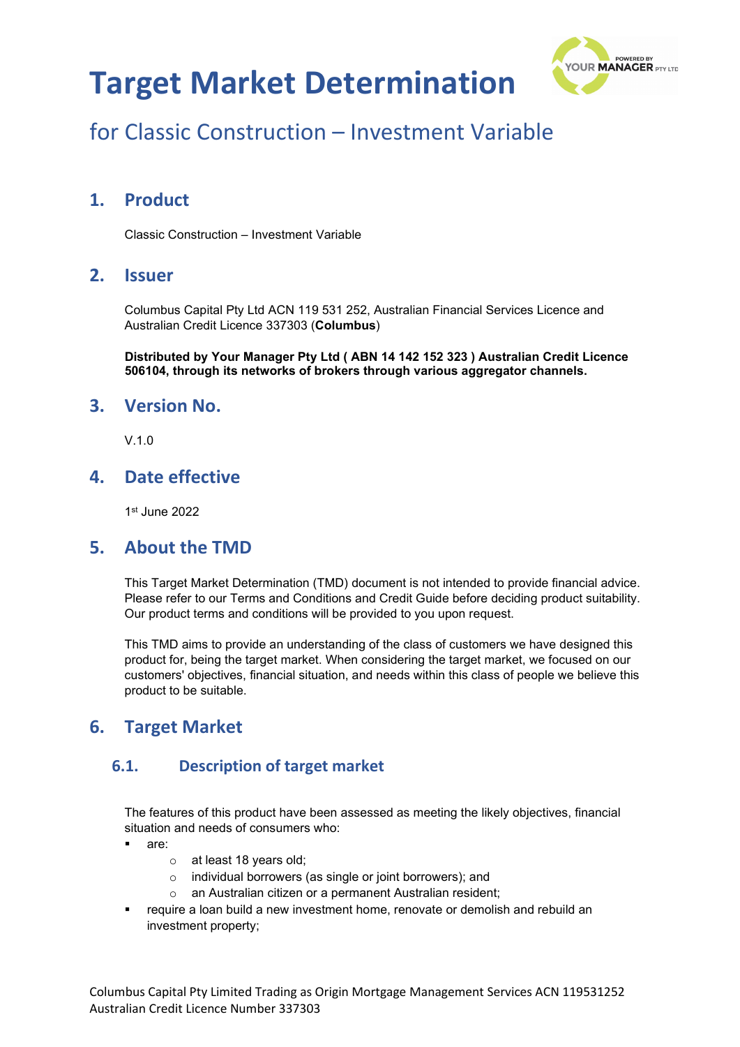# Target Market Determination

## for Classic Construction – Investment Variable

## 1. Product

Classic Construction – Investment Variable

## 2. Issuer

Columbus Capital Pty Ltd ACN 119 531 252, Australian Financial Services Licence and Australian Credit Licence 337303 (**Columbus**)

**Distributed by Your Manager Pty Ltd ( ABN 14 142 152 323 ) Australian Credit Licence 506104, through its networks of brokers through various aggregator channels.**

## 3. Version No.

V.1.0

## 4. Date effective

1st June 2022

## 5. About the TMD

This Target Market Determination (TMD) document is not intended to provide financial advice. Please refer to our Terms and Conditions and Credit Guide before deciding product suitability. Our product terms and conditions will be provided to you upon request.

This TMD aims to provide an understanding of the class of customers we have designed this product for, being the target market. When considering the target market, we focused on our customers' objectives, financial situation, and needs within this class of people we believe this product to be suitable.

## 6. Target Market

### 6.1. Description of target market

The features of this product have been assessed as meeting the likely objectives, financial situation and needs of consumers who:

- are:
  - at least 18 years old;
  - individual borrowers (as single or joint borrowers); and
  - an Australian citizen or a permanent Australian resident;
- require a loan build a new investment home, renovate or demolish and rebuild an investment property;

Columbus Capital Pty Limited Trading as Origin Mortgage Management Services ACN 119531252
Australian Credit Licence Number 337303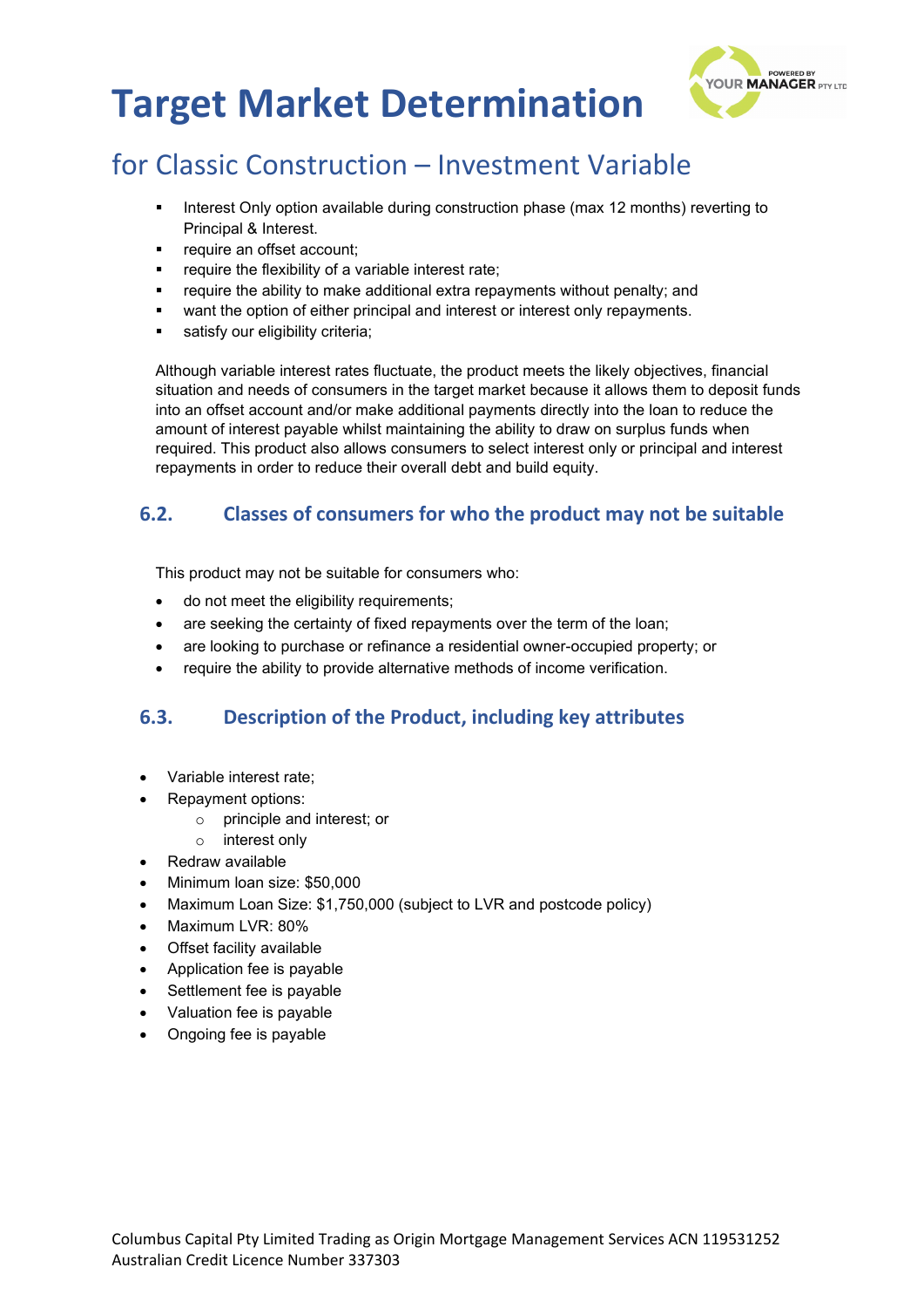# Target Market Determination

## for Classic Construction – Investment Variable

- Interest Only option available during construction phase (max 12 months) reverting to Principal & Interest.
- require an offset account;
- require the flexibility of a variable interest rate;
- require the ability to make additional extra repayments without penalty; and
- want the option of either principal and interest or interest only repayments.
- satisfy our eligibility criteria;

Although variable interest rates fluctuate, the product meets the likely objectives, financial situation and needs of consumers in the target market because it allows them to deposit funds into an offset account and/or make additional payments directly into the loan to reduce the amount of interest payable whilst maintaining the ability to draw on surplus funds when required. This product also allows consumers to select interest only or principal and interest repayments in order to reduce their overall debt and build equity.

### 6.2. Classes of consumers for who the product may not be suitable

This product may not be suitable for consumers who:

- do not meet the eligibility requirements;
- are seeking the certainty of fixed repayments over the term of the loan;
- are looking to purchase or refinance a residential owner-occupied property; or
- require the ability to provide alternative methods of income verification.

### 6.3. Description of the Product, including key attributes

- Variable interest rate;
- Repayment options:
  - principle and interest; or
  - interest only
- Redraw available
- Minimum loan size: $50,000
- Maximum Loan Size: $1,750,000 (subject to LVR and postcode policy)
- Maximum LVR: 80%
- Offset facility available
- Application fee is payable
- Settlement fee is payable
- Valuation fee is payable
- Ongoing fee is payable

Columbus Capital Pty Limited Trading as Origin Mortgage Management Services ACN 119531252
Australian Credit Licence Number 337303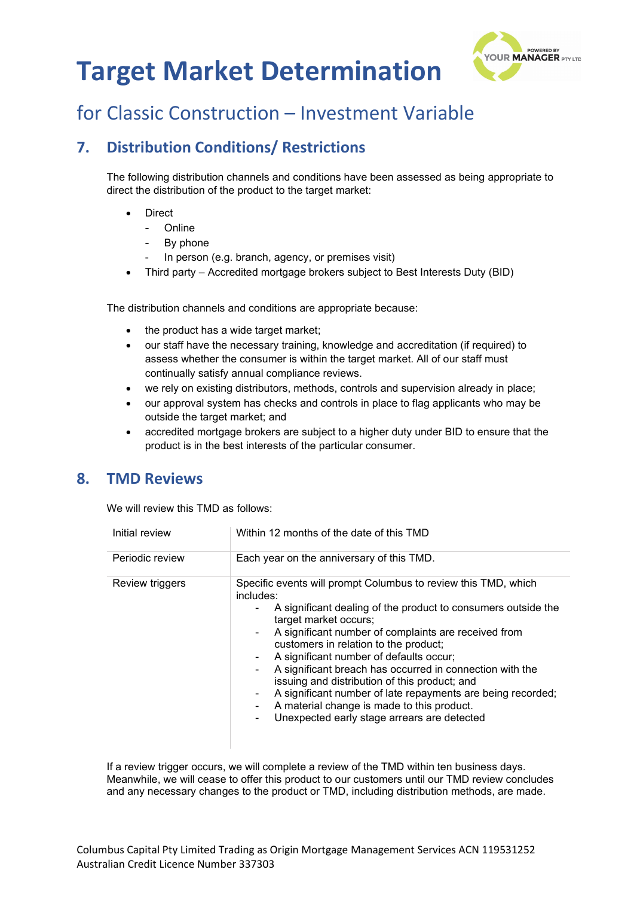# Target Market Determination

## for Classic Construction – Investment Variable

## 7. Distribution Conditions/ Restrictions

The following distribution channels and conditions have been assessed as being appropriate to direct the distribution of the product to the target market:

- Direct
  - Online
  - By phone
  - In person (e.g. branch, agency, or premises visit)
- Third party – Accredited mortgage brokers subject to Best Interests Duty (BID)

The distribution channels and conditions are appropriate because:

- the product has a wide target market;
- our staff have the necessary training, knowledge and accreditation (if required) to assess whether the consumer is within the target market. All of our staff must continually satisfy annual compliance reviews.
- we rely on existing distributors, methods, controls and supervision already in place;
- our approval system has checks and controls in place to flag applicants who may be outside the target market; and
- accredited mortgage brokers are subject to a higher duty under BID to ensure that the product is in the best interests of the particular consumer.

## 8. TMD Reviews

We will review this TMD as follows:

| | |
|---|---|
| Initial review | Within 12 months of the date of this TMD |
| Periodic review | Each year on the anniversary of this TMD. |
| Review triggers | Specific events will prompt Columbus to review this TMD, which includes:<br>- A significant dealing of the product to consumers outside the target market occurs;<br>- A significant number of complaints are received from customers in relation to the product;<br>- A significant number of defaults occur;<br>- A significant breach has occurred in connection with the issuing and distribution of this product; and<br>- A significant number of late repayments are being recorded;<br>- A material change is made to this product.<br>- Unexpected early stage arrears are detected |

If a review trigger occurs, we will complete a review of the TMD within ten business days. Meanwhile, we will cease to offer this product to our customers until our TMD review concludes and any necessary changes to the product or TMD, including distribution methods, are made.

Columbus Capital Pty Limited Trading as Origin Mortgage Management Services ACN 119531252
Australian Credit Licence Number 337303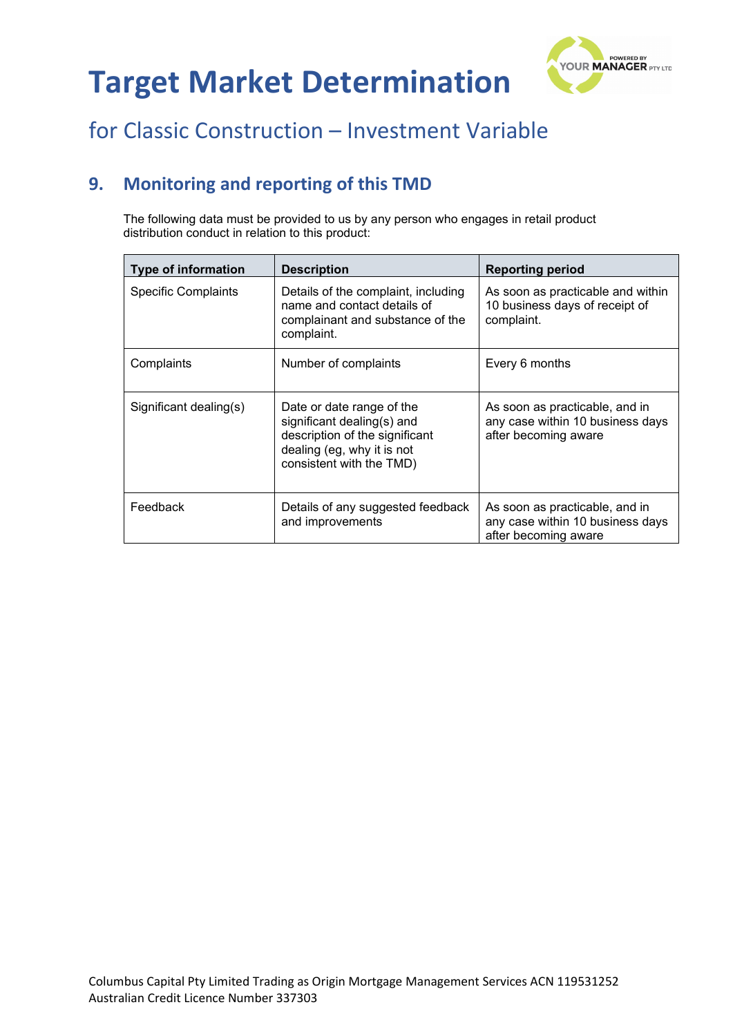# Target Market Determination

## for Classic Construction – Investment Variable

## 9. Monitoring and reporting of this TMD

The following data must be provided to us by any person who engages in retail product distribution conduct in relation to this product:

| Type of information | Description | Reporting period |
|---|---|---|
| Specific Complaints | Details of the complaint, including name and contact details of complainant and substance of the complaint. | As soon as practicable and within 10 business days of receipt of complaint. |
| Complaints | Number of complaints | Every 6 months |
| Significant dealing(s) | Date or date range of the significant dealing(s) and description of the significant dealing (eg, why it is not consistent with the TMD) | As soon as practicable, and in any case within 10 business days after becoming aware |
| Feedback | Details of any suggested feedback and improvements | As soon as practicable, and in any case within 10 business days after becoming aware |